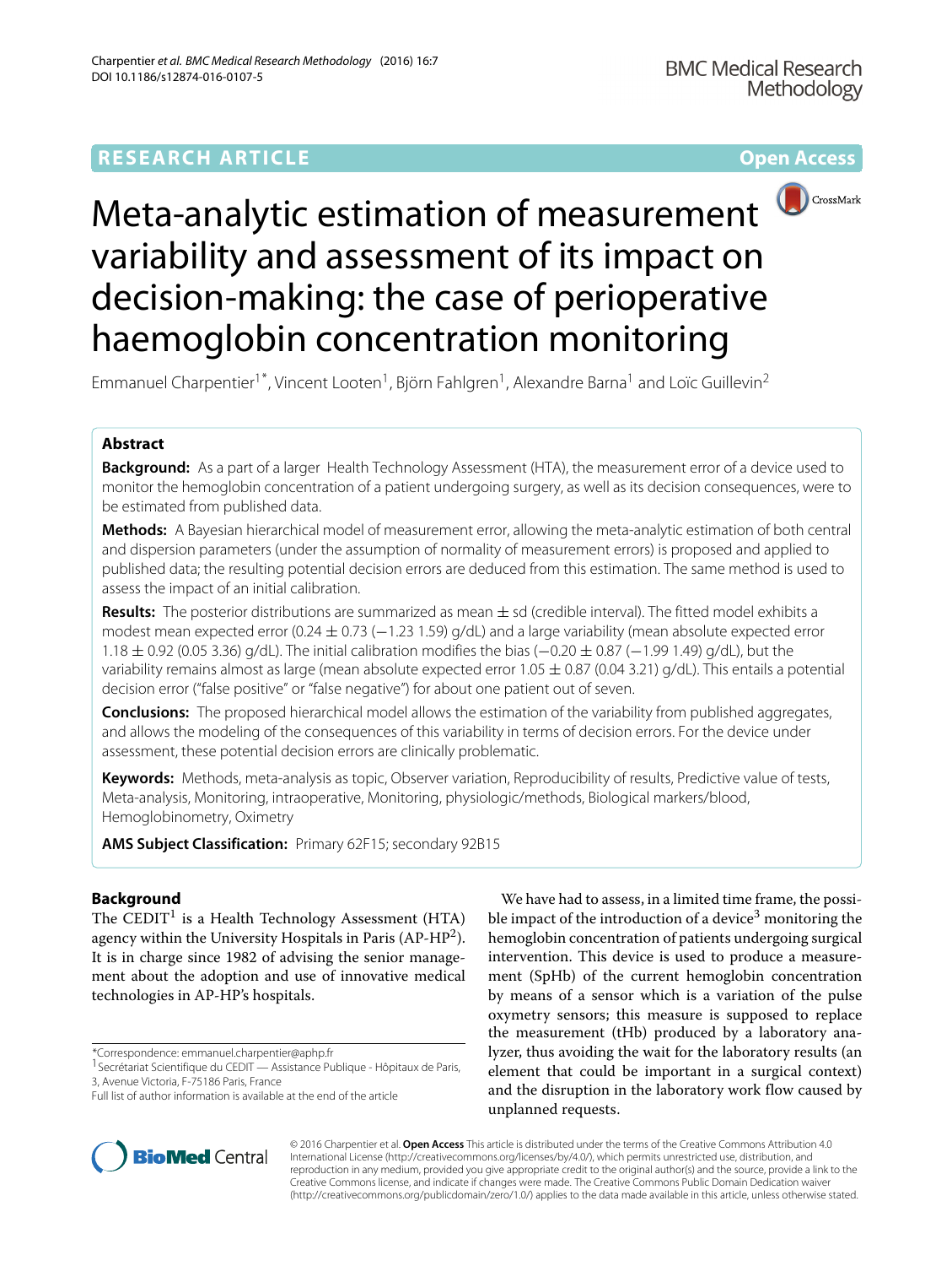RESEARCH ARTICLE

Open Access

# Meta-analytic estimation of measurement variability and assessment of its impact on decision-making: the case of perioperative haemoglobin concentration monitoring

Emmanuel Charpentier[1*], Vincent Looten[1], Björn Fahlgren[1], Alexandre Barna[1] and Loïc Guillevin[2]

## Abstract

**Background:** As a part of a larger Health Technology Assessment (HTA), the measurement error of a device used to monitor the hemoglobin concentration of a patient undergoing surgery, as well as its decision consequences, were to be estimated from published data.

**Methods:** A Bayesian hierarchical model of measurement error, allowing the meta-analytic estimation of both central and dispersion parameters (under the assumption of normality of measurement errors) is proposed and applied to published data; the resulting potential decision errors are deduced from this estimation. The same method is used to assess the impact of an initial calibration.

**Results:** The posterior distributions are summarized as mean ± sd (credible interval). The fitted model exhibits a modest mean expected error (0.24 ± 0.73 (−1.23 1.59) g/dL) and a large variability (mean absolute expected error 1.18 ± 0.92 (0.05 3.36) g/dL). The initial calibration modifies the bias (−0.20 ± 0.87 (−1.99 1.49) g/dL), but the variability remains almost as large (mean absolute expected error 1.05 ± 0.87 (0.04 3.21) g/dL). This entails a potential decision error ("false positive" or "false negative") for about one patient out of seven.

**Conclusions:** The proposed hierarchical model allows the estimation of the variability from published aggregates, and allows the modeling of the consequences of this variability in terms of decision errors. For the device under assessment, these potential decision errors are clinically problematic.

**Keywords:** Methods, meta-analysis as topic, Observer variation, Reproducibility of results, Predictive value of tests, Meta-analysis, Monitoring, intraoperative, Monitoring, physiologic/methods, Biological markers/blood, Hemoglobinometry, Oximetry

**AMS Subject Classification:** Primary 62F15; secondary 92B15

## Background

The CEDIT[1] is a Health Technology Assessment (HTA) agency within the University Hospitals in Paris (AP-HP[2]). It is in charge since 1982 of advising the senior management about the adoption and use of innovative medical technologies in AP-HP's hospitals.

We have had to assess, in a limited time frame, the possible impact of the introduction of a device[3] monitoring the hemoglobin concentration of patients undergoing surgical intervention. This device is used to produce a measurement (SpHb) of the current hemoglobin concentration by means of a sensor which is a variation of the pulse oxymetry sensors; this measure is supposed to replace the measurement (tHb) produced by a laboratory analyzer, thus avoiding the wait for the laboratory results (an element that could be important in a surgical context) and the disruption in the laboratory work flow caused by unplanned requests.

*Correspondence: emmanuel.charpentier@aphp.fr
[1] Secrétariat Scientifique du CEDIT — Assistance Publique - Hôpitaux de Paris, 3, Avenue Victoria, F-75186 Paris, France
Full list of author information is available at the end of the article

© 2016 Charpentier et al. **Open Access** This article is distributed under the terms of the Creative Commons Attribution 4.0 International License (http://creativecommons.org/licenses/by/4.0/), which permits unrestricted use, distribution, and reproduction in any medium, provided you give appropriate credit to the original author(s) and the source, provide a link to the Creative Commons license, and indicate if changes were made. The Creative Commons Public Domain Dedication waiver (http://creativecommons.org/publicdomain/zero/1.0/) applies to the data made available in this article, unless otherwise stated.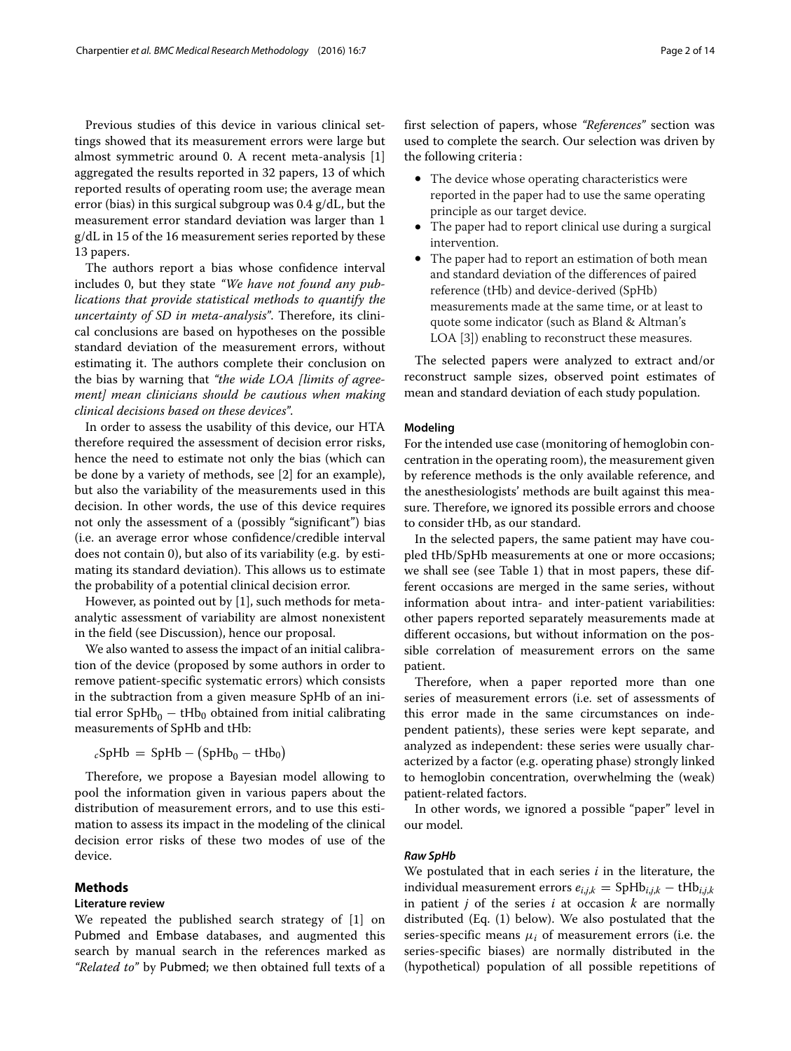Previous studies of this device in various clinical settings showed that its measurement errors were large but almost symmetric around 0. A recent meta-analysis [1] aggregated the results reported in 32 papers, 13 of which reported results of operating room use; the average mean error (bias) in this surgical subgroup was 0.4 g/dL, but the measurement error standard deviation was larger than 1 g/dL in 15 of the 16 measurement series reported by these 13 papers.

The authors report a bias whose confidence interval includes 0, but they state *"We have not found any publications that provide statistical methods to quantify the uncertainty of SD in meta-analysis"*. Therefore, its clinical conclusions are based on hypotheses on the possible standard deviation of the measurement errors, without estimating it. The authors complete their conclusion on the bias by warning that *"the wide LOA [limits of agreement] mean clinicians should be cautious when making clinical decisions based on these devices"*.

In order to assess the usability of this device, our HTA therefore required the assessment of decision error risks, hence the need to estimate not only the bias (which can be done by a variety of methods, see [2] for an example), but also the variability of the measurements used in this decision. In other words, the use of this device requires not only the assessment of a (possibly "significant") bias (i.e. an average error whose confidence/credible interval does not contain 0), but also of its variability (e.g. by estimating its standard deviation). This allows us to estimate the probability of a potential clinical decision error.

However, as pointed out by [1], such methods for meta-analytic assessment of variability are almost nonexistent in the field (see Discussion), hence our proposal.

We also wanted to assess the impact of an initial calibration of the device (proposed by some authors in order to remove patient-specific systematic errors) which consists in the subtraction from a given measure SpHb of an initial error $\mathrm{SpHb}_0 - \mathrm{tHb}_0$ obtained from initial calibrating measurements of SpHb and tHb:

$$ {}_c\mathrm{SpHb} = \mathrm{SpHb} - \left(\mathrm{SpHb}_0 - \mathrm{tHb}_0\right) $$

Therefore, we propose a Bayesian model allowing to pool the information given in various papers about the distribution of measurement errors, and to use this estimation to assess its impact in the modeling of the clinical decision error risks of these two modes of use of the device.

## Methods

### Literature review

We repeated the published search strategy of [1] on Pubmed and Embase databases, and augmented this search by manual search in the references marked as *"Related to"* by Pubmed; we then obtained full texts of a first selection of papers, whose *"References"* section was used to complete the search. Our selection was driven by the following criteria :

- The device whose operating characteristics were reported in the paper had to use the same operating principle as our target device.
- The paper had to report clinical use during a surgical intervention.
- The paper had to report an estimation of both mean and standard deviation of the differences of paired reference (tHb) and device-derived (SpHb) measurements made at the same time, or at least to quote some indicator (such as Bland & Altman's LOA [3]) enabling to reconstruct these measures.

The selected papers were analyzed to extract and/or reconstruct sample sizes, observed point estimates of mean and standard deviation of each study population.

### Modeling

For the intended use case (monitoring of hemoglobin concentration in the operating room), the measurement given by reference methods is the only available reference, and the anesthesiologists' methods are built against this measure. Therefore, we ignored its possible errors and choose to consider tHb, as our standard.

In the selected papers, the same patient may have coupled tHb/SpHb measurements at one or more occasions; we shall see (see Table 1) that in most papers, these different occasions are merged in the same series, without information about intra- and inter-patient variabilities: other papers reported separately measurements made at different occasions, but without information on the possible correlation of measurement errors on the same patient.

Therefore, when a paper reported more than one series of measurement errors (i.e. set of assessments of this error made in the same circumstances on independent patients), these series were kept separate, and analyzed as independent: these series were usually characterized by a factor (e.g. operating phase) strongly linked to hemoglobin concentration, overwhelming the (weak) patient-related factors.

In other words, we ignored a possible "paper" level in our model.

#### *Raw SpHb*

We postulated that in each series $i$ in the literature, the individual measurement errors $e_{i,j,k} = \mathrm{SpHb}_{i,j,k} - \mathrm{tHb}_{i,j,k}$ in patient $j$ of the series $i$ at occasion $k$ are normally distributed (Eq. (1) below). We also postulated that the series-specific means $\mu_i$ of measurement errors (i.e. the series-specific biases) are normally distributed in the (hypothetical) population of all possible repetitions of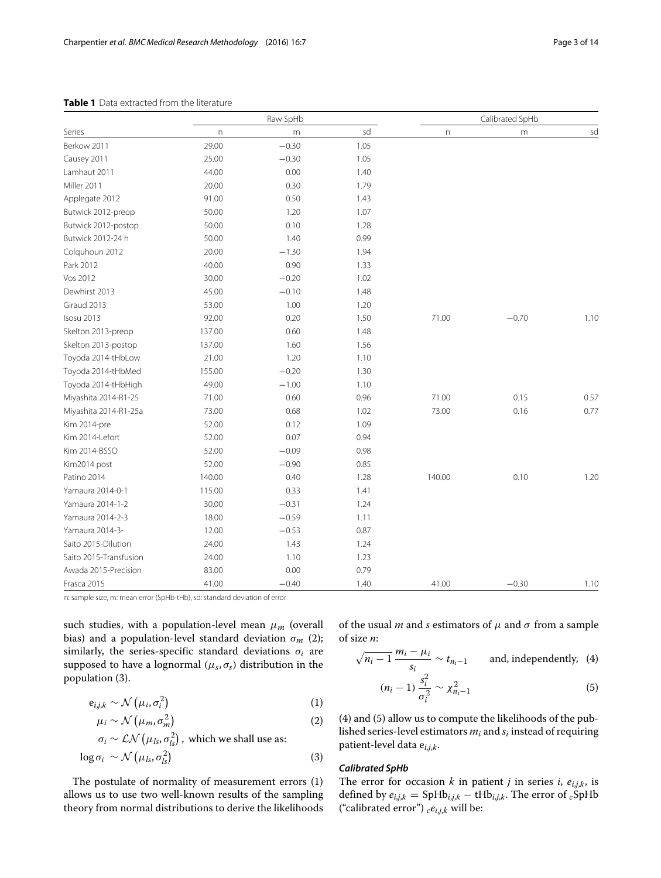**Table 1** Data extracted from the literature

| | Raw SpHb | | | Calibrated SpHb | | |
|---|---|---|---|---|---|---|
| Series | n | m | sd | n | m | sd |
| Berkow 2011 | 29.00 | −0.30 | 1.05 | | | |
| Causey 2011 | 25.00 | −0.30 | 1.05 | | | |
| Lamhaut 2011 | 44.00 | 0.00 | 1.40 | | | |
| Miller 2011 | 20.00 | 0.30 | 1.79 | | | |
| Applegate 2012 | 91.00 | 0.50 | 1.43 | | | |
| Butwick 2012-preop | 50.00 | 1.20 | 1.07 | | | |
| Butwick 2012-postop | 50.00 | 0.10 | 1.28 | | | |
| Butwick 2012-24 h | 50.00 | 1.40 | 0.99 | | | |
| Colquhoun 2012 | 20.00 | −1.30 | 1.94 | | | |
| Park 2012 | 40.00 | 0.90 | 1.33 | | | |
| Vos 2012 | 30.00 | −0.20 | 1.02 | | | |
| Dewhirst 2013 | 45.00 | −0.10 | 1.48 | | | |
| Giraud 2013 | 53.00 | 1.00 | 1.20 | | | |
| Isosu 2013 | 92.00 | 0.20 | 1.50 | 71.00 | −0.70 | 1.10 |
| Skelton 2013-preop | 137.00 | 0.60 | 1.48 | | | |
| Skelton 2013-postop | 137.00 | 1.60 | 1.56 | | | |
| Toyoda 2014-tHbLow | 21.00 | 1.20 | 1.10 | | | |
| Toyoda 2014-tHbMed | 155.00 | −0.20 | 1.30 | | | |
| Toyoda 2014-tHbHigh | 49.00 | −1.00 | 1.10 | | | |
| Miyashita 2014-R1-25 | 71.00 | 0.60 | 0.96 | 71.00 | 0.15 | 0.57 |
| Miyashita 2014-R1-25a | 73.00 | 0.68 | 1.02 | 73.00 | 0.16 | 0.77 |
| Kim 2014-pre | 52.00 | 0.12 | 1.09 | | | |
| Kim 2014-Lefort | 52.00 | 0.07 | 0.94 | | | |
| Kim 2014-BSSO | 52.00 | −0.09 | 0.98 | | | |
| Kim2014 post | 52.00 | −0.90 | 0.85 | | | |
| Patino 2014 | 140.00 | 0.40 | 1.28 | 140.00 | 0.10 | 1.20 |
| Yamaura 2014-0-1 | 115.00 | 0.33 | 1.41 | | | |
| Yamaura 2014-1-2 | 30.00 | −0.31 | 1.24 | | | |
| Yamaura 2014-2-3 | 18.00 | −0.59 | 1.11 | | | |
| Yamaura 2014-3- | 12.00 | −0.53 | 0.87 | | | |
| Saito 2015-Dilution | 24.00 | 1.43 | 1.24 | | | |
| Saito 2015-Transfusion | 24.00 | 1.10 | 1.23 | | | |
| Awada 2015-Precision | 83.00 | 0.00 | 0.79 | | | |
| Frasca 2015 | 41.00 | −0.40 | 1.40 | 41.00 | −0.30 | 1.10 |

n: sample size, m: mean error (SpHb-tHb), sd: standard deviation of error

such studies, with a population-level mean $\mu_m$ (overall bias) and a population-level standard deviation $\sigma_m$ (2); similarly, the series-specific standard deviations $\sigma_i$ are supposed to have a lognormal $(\mu_s, \sigma_s)$ distribution in the population (3).

$$e_{i,j,k} \sim \mathcal{N}\left(\mu_i, \sigma_i^2\right) \tag{1}$$

$$\mu_i \sim \mathcal{N}\left(\mu_m, \sigma_m^2\right) \tag{2}$$

$$\sigma_i \sim \mathcal{LN}\left(\mu_{ls}, \sigma_{ls}^2\right), \text{ which we shall use as:}$$

$$\log \sigma_i \sim \mathcal{N}\left(\mu_{ls}, \sigma_{ls}^2\right) \tag{3}$$

The postulate of normality of measurement errors (1) allows us to use two well-known results of the sampling theory from normal distributions to derive the likelihoods of the usual $m$ and $s$ estimators of $\mu$ and $\sigma$ from a sample of size $n$:

$$\sqrt{n_i - 1}\,\frac{m_i - \mu_i}{s_i} \sim t_{n_i - 1} \qquad \text{and, independently,} \tag{4}$$

$$(n_i - 1)\,\frac{s_i^2}{\sigma_i^2} \sim \chi^2_{n_i - 1} \tag{5}$$

(4) and (5) allow us to compute the likelihoods of the published series-level estimators $m_i$ and $s_i$ instead of requiring patient-level data $e_{i,j,k}$.

### *Calibrated SpHb*

The error for occasion $k$ in patient $j$ in series $i$, $e_{i,j,k}$, is defined by $e_{i,j,k} = \text{SpHb}_{i,j,k} - \text{tHb}_{i,j,k}$. The error of ${}_c\text{SpHb}$ ("calibrated error") ${}_c e_{i,j,k}$ will be: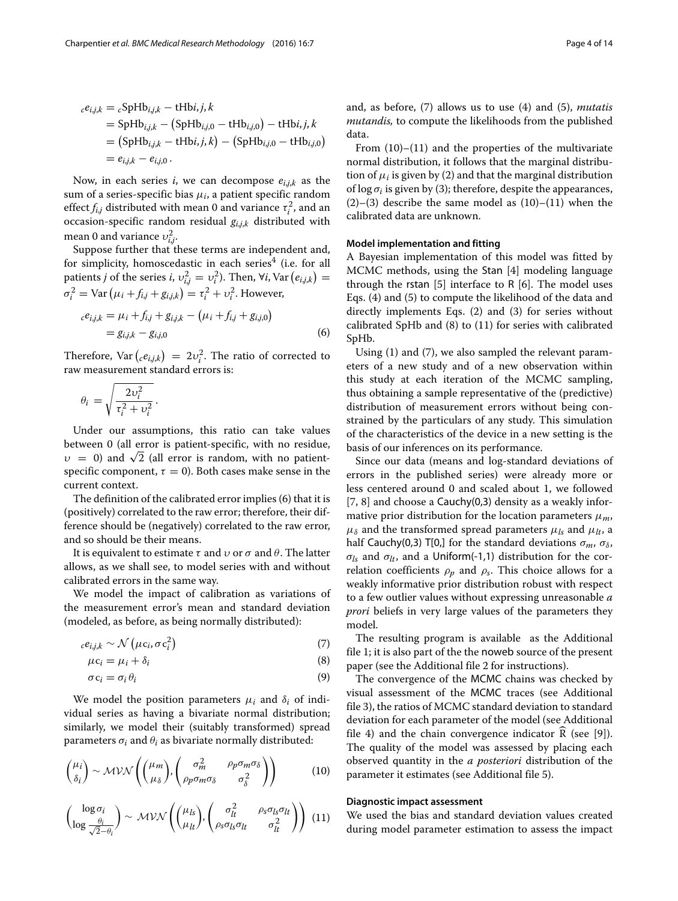$$
\begin{aligned}
{}_c e_{i,j,k} &= {}_c\mathrm{SpHb}_{i,j,k} - \mathrm{tHb}i,j,k \\
&= \mathrm{SpHb}_{i,j,k} - \left(\mathrm{SpHb}_{i,j,0} - \mathrm{tHb}_{i,j,0}\right) - \mathrm{tHb}i,j,k \\
&= \left(\mathrm{SpHb}_{i,j,k} - \mathrm{tHb}i,j,k\right) - \left(\mathrm{SpHb}_{i,j,0} - \mathrm{tHb}_{i,j,0}\right) \\
&= e_{i,j,k} - e_{i,j,0}\,.
\end{aligned}
$$

Now, in each series $i$, we can decompose $e_{i,j,k}$ as the sum of a series-specific bias $\mu_i$, a patient specific random effect $f_{i,j}$ distributed with mean 0 and variance $\tau_i^2$, and an occasion-specific random residual $g_{i,j,k}$ distributed with mean 0 and variance $\upsilon_{i,j}^2$.

Suppose further that these terms are independent and, for simplicity, homoscedastic in each series[4] (i.e. for all patients $j$ of the series $i$, $\upsilon_{i,j}^2 = \upsilon_i^2$). Then, $\forall i, \mathrm{Var}\left(e_{i,j,k}\right) = \sigma_i^2 = \mathrm{Var}\left(\mu_i + f_{i,j} + g_{i,j,k}\right) = \tau_i^2 + \upsilon_i^2$. However,

$$
\begin{aligned}
{}_c e_{i,j,k} &= \mu_i + f_{i,j} + g_{i,j,k} - \left(\mu_i + f_{i,j} + g_{i,j,0}\right) \\
&= g_{i,j,k} - g_{i,j,0}
\end{aligned}
\tag{6}
$$

Therefore, $\mathrm{Var}\left({}_c e_{i,j,k}\right) = 2\upsilon_i^2$. The ratio of corrected to raw measurement standard errors is:

$$
\theta_i = \sqrt{\frac{2\upsilon_i^2}{\tau_i^2 + \upsilon_i^2}}\,.
$$

Under our assumptions, this ratio can take values between 0 (all error is patient-specific, with no residue, $\upsilon = 0$) and $\sqrt{2}$ (all error is random, with no patient-specific component, $\tau = 0$). Both cases make sense in the current context.

The definition of the calibrated error implies (6) that it is (positively) correlated to the raw error; therefore, their difference should be (negatively) correlated to the raw error, and so should be their means.

It is equivalent to estimate $\tau$ and $\upsilon$ or $\sigma$ and $\theta$. The latter allows, as we shall see, to model series with and without calibrated errors in the same way.

We model the impact of calibration as variations of the measurement error's mean and standard deviation (modeled, as before, as being normally distributed):

$$
{}_c e_{i,j,k} \sim \mathcal{N}\left(\mu \mathrm{c}_i, \sigma \mathrm{c}_i^2\right) \tag{7}
$$

$$
\mu \mathrm{c}_i = \mu_i + \delta_i \tag{8}
$$

$$
\sigma \mathrm{c}_i = \sigma_i \theta_i \tag{9}
$$

We model the position parameters $\mu_i$ and $\delta_i$ of individual series as having a bivariate normal distribution; similarly, we model their (suitably transformed) spread parameters $\sigma_i$ and $\theta_i$ as bivariate normally distributed:

$$
\begin{pmatrix} \mu_i \\ \delta_i \end{pmatrix} \sim \mathcal{MVN}\left( \begin{pmatrix} \mu_m \\ \mu_\delta \end{pmatrix}, \begin{pmatrix} \sigma_m^2 & \rho_p \sigma_m \sigma_\delta \\ \rho_p \sigma_m \sigma_\delta & \sigma_\delta^2 \end{pmatrix} \right) \tag{10}
$$

$$
\begin{pmatrix} \log \sigma_i \\ \log \frac{\theta_i}{\sqrt{2} - \theta_i} \end{pmatrix} \sim \mathcal{MVN}\left( \begin{pmatrix} \mu_{ls} \\ \mu_{lt} \end{pmatrix}, \begin{pmatrix} \sigma_{lt}^2 & \rho_s \sigma_{ls} \sigma_{lt} \\ \rho_s \sigma_{ls} \sigma_{lt} & \sigma_{lt}^2 \end{pmatrix} \right) \tag{11}
$$

and, as before, (7) allows us to use (4) and (5), *mutatis mutandis*, to compute the likelihoods from the published data.

From (10)–(11) and the properties of the multivariate normal distribution, it follows that the marginal distribution of $\mu_i$ is given by (2) and that the marginal distribution of $\log \sigma_i$ is given by (3); therefore, despite the appearances, (2)–(3) describe the same model as (10)–(11) when the calibrated data are unknown.

### Model implementation and fitting

A Bayesian implementation of this model was fitted by MCMC methods, using the Stan [4] modeling language through the rstan [5] interface to R [6]. The model uses Eqs. (4) and (5) to compute the likelihood of the data and directly implements Eqs. (2) and (3) for series without calibrated SpHb and (8) to (11) for series with calibrated SpHb.

Using (1) and (7), we also sampled the relevant parameters of a new study and of a new observation within this study at each iteration of the MCMC sampling, thus obtaining a sample representative of the (predictive) distribution of measurement errors without being constrained by the particulars of any study. This simulation of the characteristics of the device in a new setting is the basis of our inferences on its performance.

Since our data (means and log-standard deviations of errors in the published series) were already more or less centered around 0 and scaled about 1, we followed [7, 8] and choose a Cauchy(0,3) density as a weakly informative prior distribution for the location parameters $\mu_m$, $\mu_\delta$ and the transformed spread parameters $\mu_{ls}$ and $\mu_{lt}$, a half Cauchy(0,3) T[0,] for the standard deviations $\sigma_m$, $\sigma_\delta$, $\sigma_{ls}$ and $\sigma_{lt}$, and a Uniform(-1,1) distribution for the correlation coefficients $\rho_p$ and $\rho_s$. This choice allows for a weakly informative prior distribution robust with respect to a few outlier values without expressing unreasonable *a prori* beliefs in very large values of the parameters they model.

The resulting program is available as the Additional file 1; it is also part of the the noweb source of the present paper (see the Additional file 2 for instructions).

The convergence of the MCMC chains was checked by visual assessment of the MCMC traces (see Additional file 3), the ratios of MCMC standard deviation to standard deviation for each parameter of the model (see Additional file 4) and the chain convergence indicator $\widehat{\mathrm{R}}$ (see [9]). The quality of the model was assessed by placing each observed quantity in the *a posteriori* distribution of the parameter it estimates (see Additional file 5).

### Diagnostic impact assessment

We used the bias and standard deviation values created during model parameter estimation to assess the impact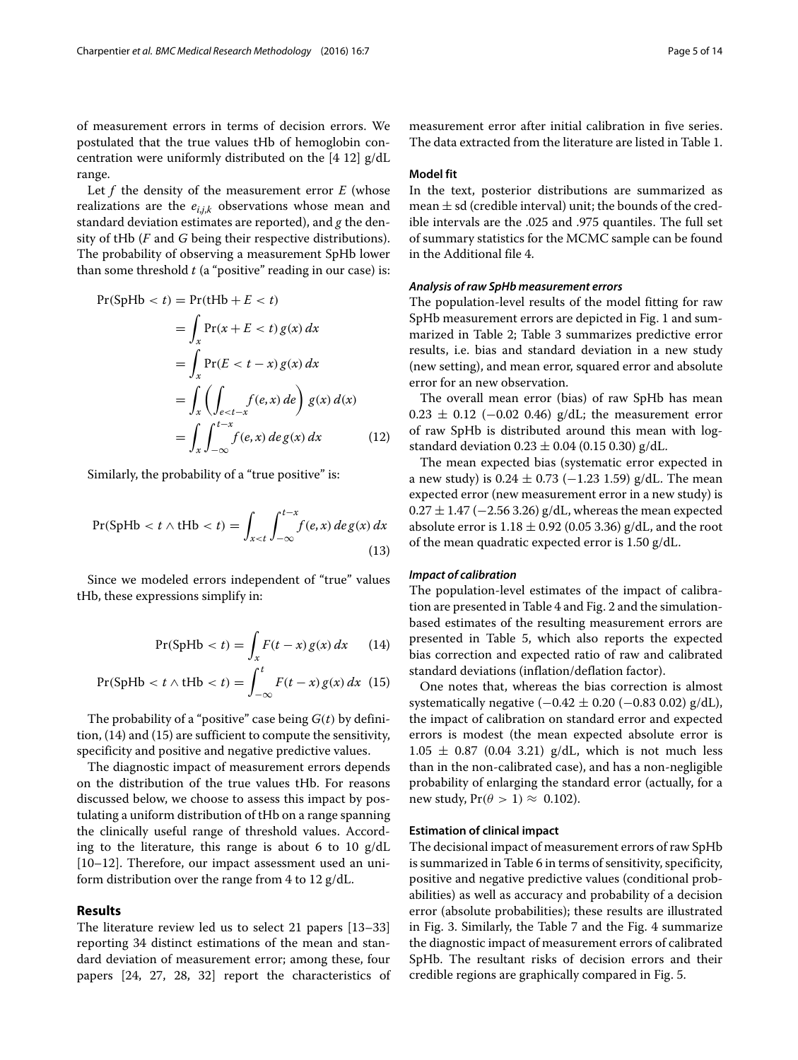of measurement errors in terms of decision errors. We postulated that the true values tHb of hemoglobin concentration were uniformly distributed on the [4 12] g/dL range.

Let $f$ the density of the measurement error $E$ (whose realizations are the $e_{i,j,k}$ observations whose mean and standard deviation estimates are reported), and $g$ the density of tHb ($F$ and $G$ being their respective distributions). The probability of observing a measurement SpHb lower than some threshold $t$ (a "positive" reading in our case) is:

$$\begin{aligned}\Pr(\text{SpHb} < t) &= \Pr(\text{tHb} + E < t) \\ &= \int_x \Pr(x + E < t)\, g(x)\, dx \\ &= \int_x \Pr(E < t - x)\, g(x)\, dx \\ &= \int_x \left( \int_{e<t-x} f(e,x)\, de \right) g(x)\, d(x) \\ &= \int_x \int_{-\infty}^{t-x} f(e,x)\, de\, g(x)\, dx \qquad (12)\end{aligned}$$

Similarly, the probability of a "true positive" is:

$$\Pr(\text{SpHb} < t \wedge \text{tHb} < t) = \int_{x<t} \int_{-\infty}^{t-x} f(e,x)\, de\, g(x)\, dx \qquad (13)$$

Since we modeled errors independent of "true" values tHb, these expressions simplify in:

$$\Pr(\text{SpHb} < t) = \int_x F(t-x)\, g(x)\, dx \qquad (14)$$

$$\Pr(\text{SpHb} < t \wedge \text{tHb} < t) = \int_{-\infty}^{t} F(t-x)\, g(x)\, dx \qquad (15)$$

The probability of a "positive" case being $G(t)$ by definition, (14) and (15) are sufficient to compute the sensitivity, specificity and positive and negative predictive values.

The diagnostic impact of measurement errors depends on the distribution of the true values tHb. For reasons discussed below, we choose to assess this impact by postulating a uniform distribution of tHb on a range spanning the clinically useful range of threshold values. According to the literature, this range is about 6 to 10 g/dL [10–12]. Therefore, our impact assessment used an uniform distribution over the range from 4 to 12 g/dL.

## Results

The literature review led us to select 21 papers [13–33] reporting 34 distinct estimations of the mean and standard deviation of measurement error; among these, four papers [24, 27, 28, 32] report the characteristics of measurement error after initial calibration in five series. The data extracted from the literature are listed in Table 1.

### Model fit

In the text, posterior distributions are summarized as mean ± sd (credible interval) unit; the bounds of the credible intervals are the .025 and .975 quantiles. The full set of summary statistics for the MCMC sample can be found in the Additional file 4.

#### *Analysis of raw SpHb measurement errors*

The population-level results of the model fitting for raw SpHb measurement errors are depicted in Fig. 1 and summarized in Table 2; Table 3 summarizes predictive error results, i.e. bias and standard deviation in a new study (new setting), and mean error, squared error and absolute error for an new observation.

The overall mean error (bias) of raw SpHb has mean 0.23 ± 0.12 (−0.02 0.46) g/dL; the measurement error of raw SpHb is distributed around this mean with log-standard deviation 0.23 ± 0.04 (0.15 0.30) g/dL.

The mean expected bias (systematic error expected in a new study) is 0.24 ± 0.73 (−1.23 1.59) g/dL. The mean expected error (new measurement error in a new study) is 0.27 ± 1.47 (−2.56 3.26) g/dL, whereas the mean expected absolute error is 1.18 ± 0.92 (0.05 3.36) g/dL, and the root of the mean quadratic expected error is 1.50 g/dL.

#### *Impact of calibration*

The population-level estimates of the impact of calibration are presented in Table 4 and Fig. 2 and the simulation-based estimates of the resulting measurement errors are presented in Table 5, which also reports the expected bias correction and expected ratio of raw and calibrated standard deviations (inflation/deflation factor).

One notes that, whereas the bias correction is almost systematically negative (−0.42 ± 0.20 (−0.83 0.02) g/dL), the impact of calibration on standard error and expected errors is modest (the mean expected absolute error is 1.05 ± 0.87 (0.04 3.21) g/dL, which is not much less than in the non-calibrated case), and has a non-negligible probability of enlarging the standard error (actually, for a new study, $\Pr(\theta > 1) \approx 0.102$).

### Estimation of clinical impact

The decisional impact of measurement errors of raw SpHb is summarized in Table 6 in terms of sensitivity, specificity, positive and negative predictive values (conditional probabilities) as well as accuracy and probability of a decision error (absolute probabilities); these results are illustrated in Fig. 3. Similarly, the Table 7 and the Fig. 4 summarize the diagnostic impact of measurement errors of calibrated SpHb. The resultant risks of decision errors and their credible regions are graphically compared in Fig. 5.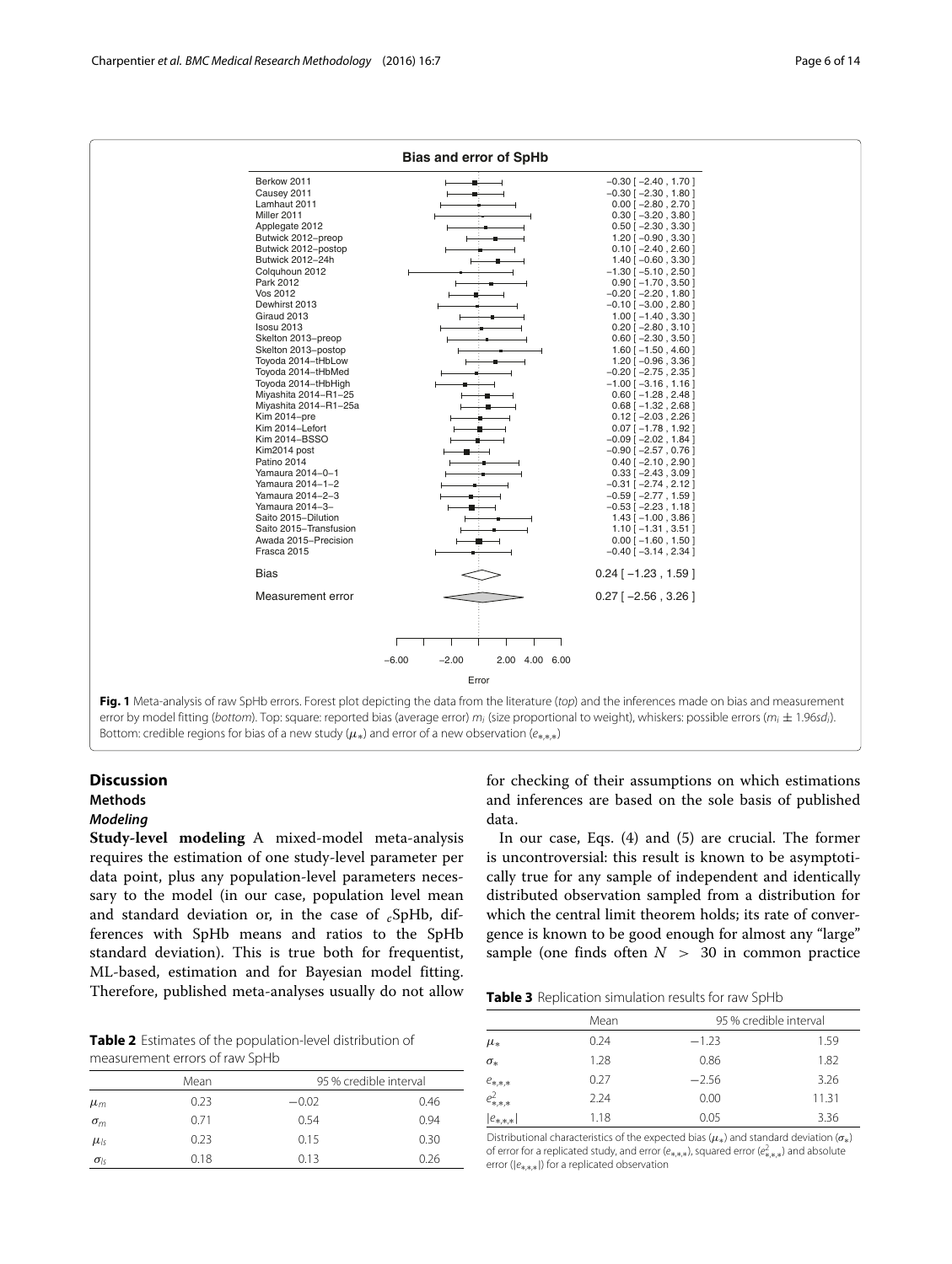**Bias and error of SpHb**

Berkow 2011 −0.30 [ −2.40 , 1.70 ]
Causey 2011 −0.30 [ −2.30 , 1.80 ]
Lamhaut 2011 0.00 [ −2.80 , 2.70 ]
Miller 2011 0.30 [ −3.20 , 3.80 ]
Applegate 2012 0.50 [ −2.30 , 3.30 ]
Butwick 2012−preop 1.20 [ −0.90 , 3.30 ]
Butwick 2012−postop 0.10 [ −2.40 , 2.60 ]
Butwick 2012−24h 1.40 [ −0.60 , 3.30 ]
Colquhoun 2012 −1.30 [ −5.10 , 2.50 ]
Park 2012 0.90 [ −1.70 , 3.50 ]
Vos 2012 −0.20 [ −2.20 , 1.80 ]
Dewhirst 2013 −0.10 [ −3.00 , 2.80 ]
Giraud 2013 1.00 [ −1.40 , 3.30 ]
Isosu 2013 0.20 [ −2.80 , 3.10 ]
Skelton 2013−preop 0.60 [ −2.30 , 3.50 ]
Skelton 2013−postop 1.60 [ −1.50 , 4.60 ]
Toyoda 2014−tHbLow 1.20 [ −0.96 , 3.36 ]
Toyoda 2014−tHbMed −0.20 [ −2.75 , 2.35 ]
Toyoda 2014−tHbHigh −1.00 [ −3.16 , 1.16 ]
Miyashita 2014−R1−25 0.60 [ −1.28 , 2.48 ]
Miyashita 2014−R1−25a 0.68 [ −1.32 , 2.68 ]
Kim 2014−pre 0.12 [ −2.03 , 2.26 ]
Kim 2014−Lefort 0.07 [ −1.78 , 1.92 ]
Kim 2014−BSSO −0.09 [ −2.02 , 1.84 ]
Kim2014 post −0.90 [ −2.57 , 0.76 ]
Patino 2014 0.40 [ −2.10 , 2.90 ]
Yamaura 2014−0−1 0.33 [ −2.43 , 3.09 ]
Yamaura 2014−1−2 −0.31 [ −2.74 , 2.12 ]
Yamaura 2014−2−3 −0.59 [ −2.77 , 1.59 ]
Yamaura 2014−3− −0.53 [ −2.23 , 1.18 ]
Saito 2015−Dilution 1.43 [ −1.00 , 3.86 ]
Saito 2015−Transfusion 1.10 [ −1.31 , 3.51 ]
Awada 2015−Precision 0.00 [ −1.60 , 1.50 ]
Frasca 2015 −0.40 [ −3.14 , 2.34 ]

Bias 0.24 [ −1.23 , 1.59 ]
Measurement error 0.27 [ −2.56 , 3.26 ]

−6.00 −2.00 2.00 4.00 6.00
Error

**Fig. 1** Meta-analysis of raw SpHb errors. Forest plot depicting the data from the literature (*top*) and the inferences made on bias and measurement error by model fitting (*bottom*). Top: square: reported bias (average error) $m_i$ (size proportional to weight), whiskers: possible errors ($m_i \pm 1.96 sd_i$). Bottom: credible regions for bias of a new study ($\mu_*$) and error of a new observation ($e_{*,*,*}$)

## Discussion

### Methods

#### *Modeling*

**Study-level modeling** A mixed-model meta-analysis requires the estimation of one study-level parameter per data point, plus any population-level parameters necessary to the model (in our case, population level mean and standard deviation or, in the case of $_c$SpHb, differences with SpHb means and ratios to the SpHb standard deviation). This is true both for frequentist, ML-based, estimation and for Bayesian model fitting. Therefore, published meta-analyses usually do not allow for checking of their assumptions on which estimations and inferences are based on the sole basis of published data.

In our case, Eqs. (4) and (5) are crucial. The former is uncontroversial: this result is known to be asymptotically true for any sample of independent and identically distributed observation sampled from a distribution for which the central limit theorem holds; its rate of convergence is known to be good enough for almost any "large" sample (one finds often $N > 30$ in common practice

**Table 2** Estimates of the population-level distribution of measurement errors of raw SpHb

| | Mean | 95 % credible interval | |
|---|---|---|---|
| $\mu_m$ | 0.23 | −0.02 | 0.46 |
| $\sigma_m$ | 0.71 | 0.54 | 0.94 |
| $\mu_{ls}$ | 0.23 | 0.15 | 0.30 |
| $\sigma_{ls}$ | 0.18 | 0.13 | 0.26 |

**Table 3** Replication simulation results for raw SpHb

| | Mean | 95 % credible interval | |
|---|---|---|---|
| $\mu_*$ | 0.24 | −1.23 | 1.59 |
| $\sigma_*$ | 1.28 | 0.86 | 1.82 |
| $e_{*,*,*}$ | 0.27 | −2.56 | 3.26 |
| $e^2_{*,*,*}$ | 2.24 | 0.00 | 11.31 |
| $\vert e_{*,*,*}\vert$ | 1.18 | 0.05 | 3.36 |

Distributional characteristics of the expected bias ($\mu_*$) and standard deviation ($\sigma_*$) of error for a replicated study, and error ($e_{*,*,*}$), squared error ($e^2_{*,*,*}$) and absolute error ($|e_{*,*,*}|$) for a replicated observation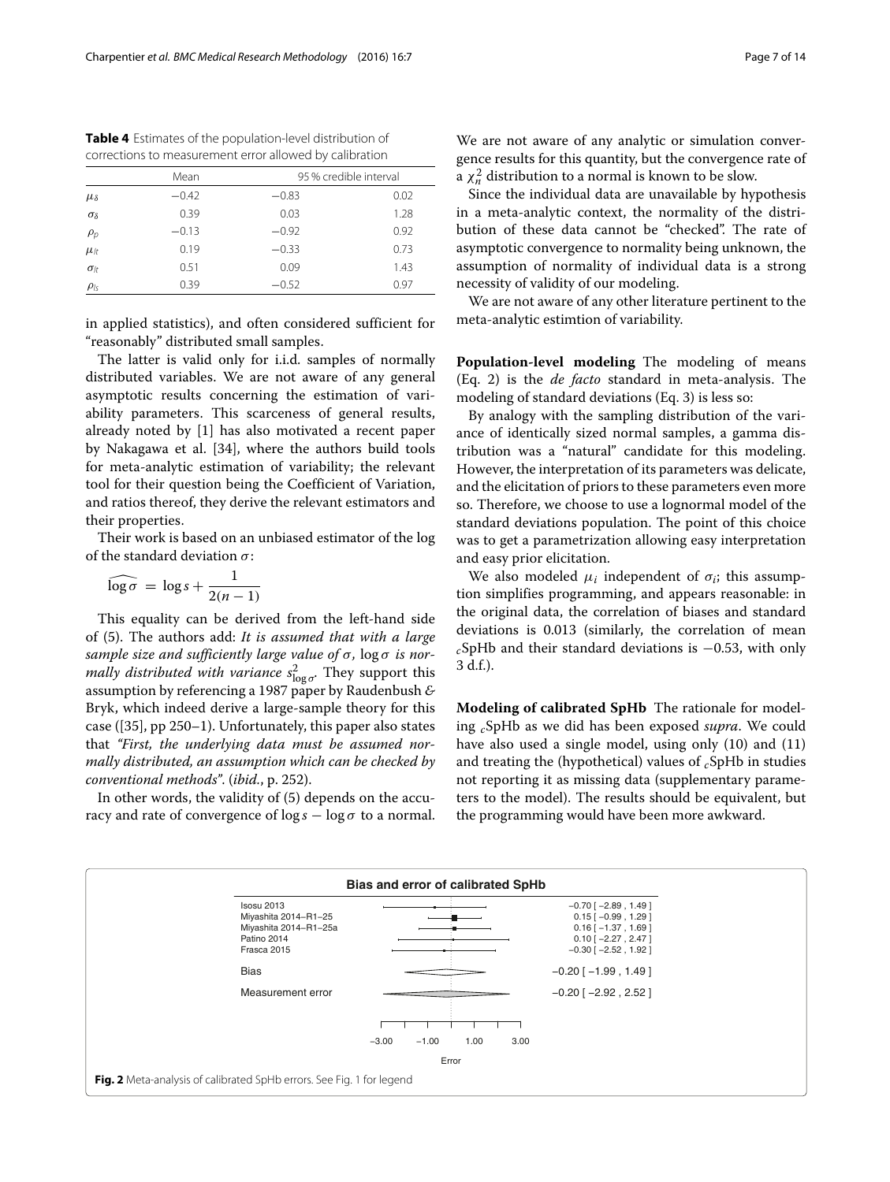**Table 4** Estimates of the population-level distribution of corrections to measurement error allowed by calibration

| | Mean | 95 % credible interval | |
|---|---|---|---|
| $\mu_\delta$ | −0.42 | −0.83 | 0.02 |
| $\sigma_\delta$ | 0.39 | 0.03 | 1.28 |
| $\rho_p$ | −0.13 | −0.92 | 0.92 |
| $\mu_{lt}$ | 0.19 | −0.33 | 0.73 |
| $\sigma_{lt}$ | 0.51 | 0.09 | 1.43 |
| $\rho_{ls}$ | 0.39 | −0.52 | 0.97 |

in applied statistics), and often considered sufficient for "reasonably" distributed small samples.

The latter is valid only for i.i.d. samples of normally distributed variables. We are not aware of any general asymptotic results concerning the estimation of variability parameters. This scarceness of general results, already noted by [1] has also motivated a recent paper by Nakagawa et al. [34], where the authors build tools for meta-analytic estimation of variability; the relevant tool for their question being the Coefficient of Variation, and ratios thereof, they derive the relevant estimators and their properties.

Their work is based on an unbiased estimator of the log of the standard deviation $\sigma$:

$$\widehat{\log \sigma} = \log s + \frac{1}{2(n-1)}$$

This equality can be derived from the left-hand side of (5). The authors add: *It is assumed that with a large sample size and sufficiently large value of $\sigma$, $\log \sigma$ is normally distributed with variance $s^2_{\log \sigma}$.* They support this assumption by referencing a 1987 paper by Raudenbush & Bryk, which indeed derive a large-sample theory for this case ([35], pp 250–1). Unfortunately, this paper also states that *"First, the underlying data must be assumed normally distributed, an assumption which can be checked by conventional methods"*. (*ibid.*, p. 252).

In other words, the validity of (5) depends on the accuracy and rate of convergence of $\log s - \log \sigma$ to a normal. We are not aware of any analytic or simulation convergence results for this quantity, but the convergence rate of a $\chi^2_n$ distribution to a normal is known to be slow.

Since the individual data are unavailable by hypothesis in a meta-analytic context, the normality of the distribution of these data cannot be "checked". The rate of asymptotic convergence to normality being unknown, the assumption of normality of individual data is a strong necessity of validity of our modeling.

We are not aware of any other literature pertinent to the meta-analytic estimtion of variability.

**Population-level modeling** The modeling of means (Eq. 2) is the *de facto* standard in meta-analysis. The modeling of standard deviations (Eq. 3) is less so:

By analogy with the sampling distribution of the variance of identically sized normal samples, a gamma distribution was a "natural" candidate for this modeling. However, the interpretation of its parameters was delicate, and the elicitation of priors to these parameters even more so. Therefore, we choose to use a lognormal model of the standard deviations population. The point of this choice was to get a parametrization allowing easy interpretation and easy prior elicitation.

We also modeled $\mu_i$ independent of $\sigma_i$; this assumption simplifies programming, and appears reasonable: in the original data, the correlation of biases and standard deviations is 0.013 (similarly, the correlation of mean $_c$SpHb and their standard deviations is −0.53, with only 3 d.f.).

**Modeling of calibrated SpHb** The rationale for modeling $_c$SpHb as we did has been exposed *supra*. We could have also used a single model, using only (10) and (11) and treating the (hypothetical) values of $_c$SpHb in studies not reporting it as missing data (supplementary parameters to the model). The results should be equivalent, but the programming would have been more awkward.

Bias and error of calibrated SpHb

Isosu 2013 −0.70 [ −2.89 , 1.49 ]
Miyashita 2014−R1−25 0.15 [ −0.99 , 1.29 ]
Miyashita 2014−R1−25a 0.16 [ −1.37 , 1.69 ]
Patino 2014 0.10 [ −2.27 , 2.47 ]
Frasca 2015 −0.30 [ −2.52 , 1.92 ]
Bias −0.20 [ −1.99 , 1.49 ]
Measurement error −0.20 [ −2.92 , 2.52 ]

−3.00 −1.00 1.00 3.00

Error

**Fig. 2** Meta-analysis of calibrated SpHb errors. See Fig. 1 for legend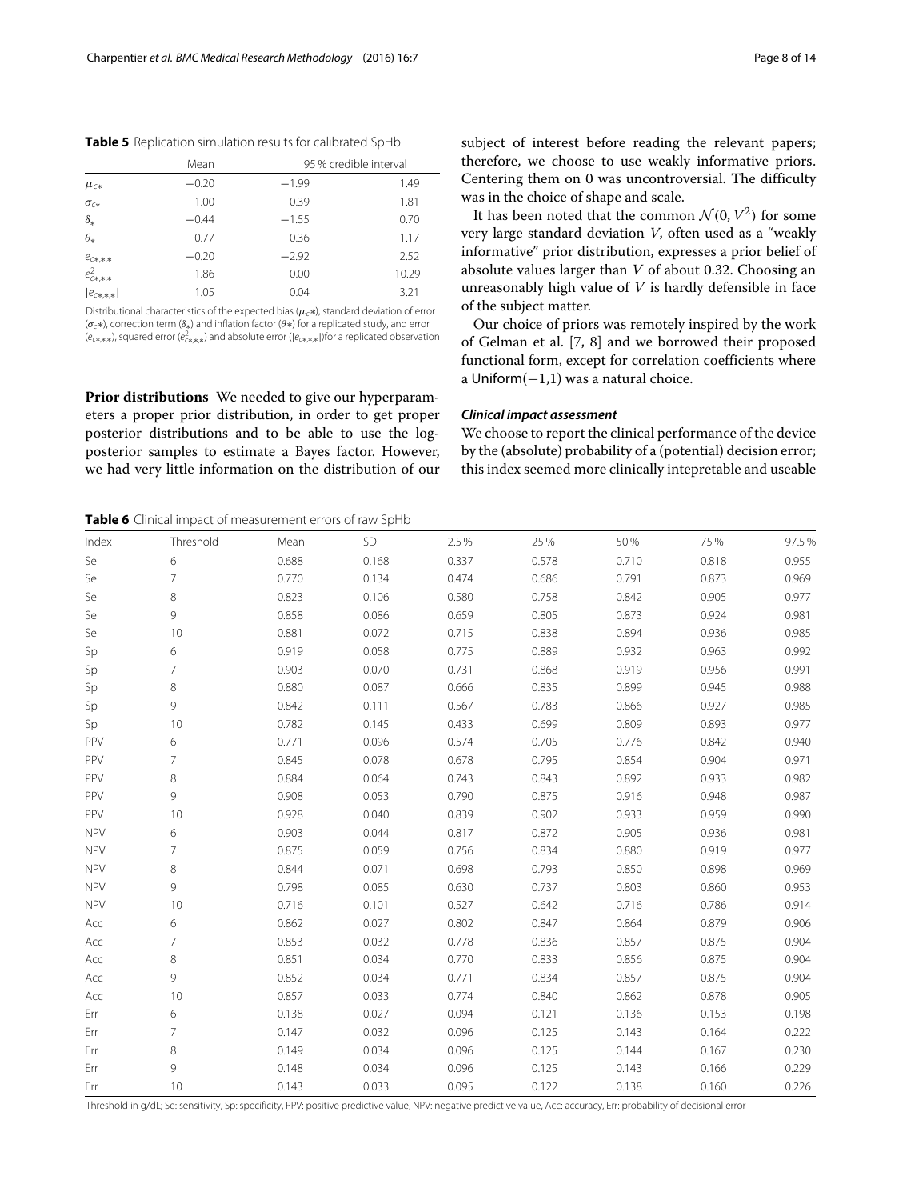**Table 5** Replication simulation results for calibrated SpHb

| | Mean | 95 % credible interval | |
|---|---|---|---|
| $\mu_{C*}$ | −0.20 | −1.99 | 1.49 |
| $\sigma_{C*}$ | 1.00 | 0.39 | 1.81 |
| $\delta_*$ | −0.44 | −1.55 | 0.70 |
| $\theta_*$ | 0.77 | 0.36 | 1.17 |
| $e_{C*,*,*}$ | −0.20 | −2.92 | 2.52 |
| $e^2_{C*,*,*}$ | 1.86 | 0.00 | 10.29 |
| $\lvert e_{C*,*,*} \rvert$ | 1.05 | 0.04 | 3.21 |

Distributional characteristics of the expected bias ($\mu_{C*}$), standard deviation of error ($\sigma_{C*}$), correction term ($\delta_*$) and inflation factor ($\theta*$) for a replicated study, and error ($e_{C*,*,*}$), squared error ($e^2_{C*,*,*}$) and absolute error ($\lvert e_{C*,*,*} \rvert$)for a replicated observation

**Prior distributions** We needed to give our hyperparameters a proper prior distribution, in order to get proper posterior distributions and to be able to use the log-posterior samples to estimate a Bayes factor. However, we had very little information on the distribution of our subject of interest before reading the relevant papers; therefore, we choose to use weakly informative priors. Centering them on 0 was uncontroversial. The difficulty was in the choice of shape and scale.

It has been noted that the common $\mathcal{N}(0, V^2)$ for some very large standard deviation $V$, often used as a "weakly informative" prior distribution, expresses a prior belief of absolute values larger than $V$ of about 0.32. Choosing an unreasonably high value of $V$ is hardly defensible in face of the subject matter.

Our choice of priors was remotely inspired by the work of Gelman et al. [7, 8] and we borrowed their proposed functional form, except for correlation coefficients where a Uniform(−1,1) was a natural choice.

### *Clinical impact assessment*

We choose to report the clinical performance of the device by the (absolute) probability of a (potential) decision error; this index seemed more clinically intepretable and useable

**Table 6** Clinical impact of measurement errors of raw SpHb

| Index | Threshold | Mean | SD | 2.5 % | 25 % | 50 % | 75 % | 97.5 % |
|---|---|---|---|---|---|---|---|---|
| Se | 6 | 0.688 | 0.168 | 0.337 | 0.578 | 0.710 | 0.818 | 0.955 |
| Se | 7 | 0.770 | 0.134 | 0.474 | 0.686 | 0.791 | 0.873 | 0.969 |
| Se | 8 | 0.823 | 0.106 | 0.580 | 0.758 | 0.842 | 0.905 | 0.977 |
| Se | 9 | 0.858 | 0.086 | 0.659 | 0.805 | 0.873 | 0.924 | 0.981 |
| Se | 10 | 0.881 | 0.072 | 0.715 | 0.838 | 0.894 | 0.936 | 0.985 |
| Sp | 6 | 0.919 | 0.058 | 0.775 | 0.889 | 0.932 | 0.963 | 0.992 |
| Sp | 7 | 0.903 | 0.070 | 0.731 | 0.868 | 0.919 | 0.956 | 0.991 |
| Sp | 8 | 0.880 | 0.087 | 0.666 | 0.835 | 0.899 | 0.945 | 0.988 |
| Sp | 9 | 0.842 | 0.111 | 0.567 | 0.783 | 0.866 | 0.927 | 0.985 |
| Sp | 10 | 0.782 | 0.145 | 0.433 | 0.699 | 0.809 | 0.893 | 0.977 |
| PPV | 6 | 0.771 | 0.096 | 0.574 | 0.705 | 0.776 | 0.842 | 0.940 |
| PPV | 7 | 0.845 | 0.078 | 0.678 | 0.795 | 0.854 | 0.904 | 0.971 |
| PPV | 8 | 0.884 | 0.064 | 0.743 | 0.843 | 0.892 | 0.933 | 0.982 |
| PPV | 9 | 0.908 | 0.053 | 0.790 | 0.875 | 0.916 | 0.948 | 0.987 |
| PPV | 10 | 0.928 | 0.040 | 0.839 | 0.902 | 0.933 | 0.959 | 0.990 |
| NPV | 6 | 0.903 | 0.044 | 0.817 | 0.872 | 0.905 | 0.936 | 0.981 |
| NPV | 7 | 0.875 | 0.059 | 0.756 | 0.834 | 0.880 | 0.919 | 0.977 |
| NPV | 8 | 0.844 | 0.071 | 0.698 | 0.793 | 0.850 | 0.898 | 0.969 |
| NPV | 9 | 0.798 | 0.085 | 0.630 | 0.737 | 0.803 | 0.860 | 0.953 |
| NPV | 10 | 0.716 | 0.101 | 0.527 | 0.642 | 0.716 | 0.786 | 0.914 |
| Acc | 6 | 0.862 | 0.027 | 0.802 | 0.847 | 0.864 | 0.879 | 0.906 |
| Acc | 7 | 0.853 | 0.032 | 0.778 | 0.836 | 0.857 | 0.875 | 0.904 |
| Acc | 8 | 0.851 | 0.034 | 0.770 | 0.833 | 0.856 | 0.875 | 0.904 |
| Acc | 9 | 0.852 | 0.034 | 0.771 | 0.834 | 0.857 | 0.875 | 0.904 |
| Acc | 10 | 0.857 | 0.033 | 0.774 | 0.840 | 0.862 | 0.878 | 0.905 |
| Err | 6 | 0.138 | 0.027 | 0.094 | 0.121 | 0.136 | 0.153 | 0.198 |
| Err | 7 | 0.147 | 0.032 | 0.096 | 0.125 | 0.143 | 0.164 | 0.222 |
| Err | 8 | 0.149 | 0.034 | 0.096 | 0.125 | 0.144 | 0.167 | 0.230 |
| Err | 9 | 0.148 | 0.034 | 0.096 | 0.125 | 0.143 | 0.166 | 0.229 |
| Err | 10 | 0.143 | 0.033 | 0.095 | 0.122 | 0.138 | 0.160 | 0.226 |

Threshold in g/dL; Se: sensitivity, Sp: specificity, PPV: positive predictive value, NPV: negative predictive value, Acc: accuracy, Err: probability of decisional error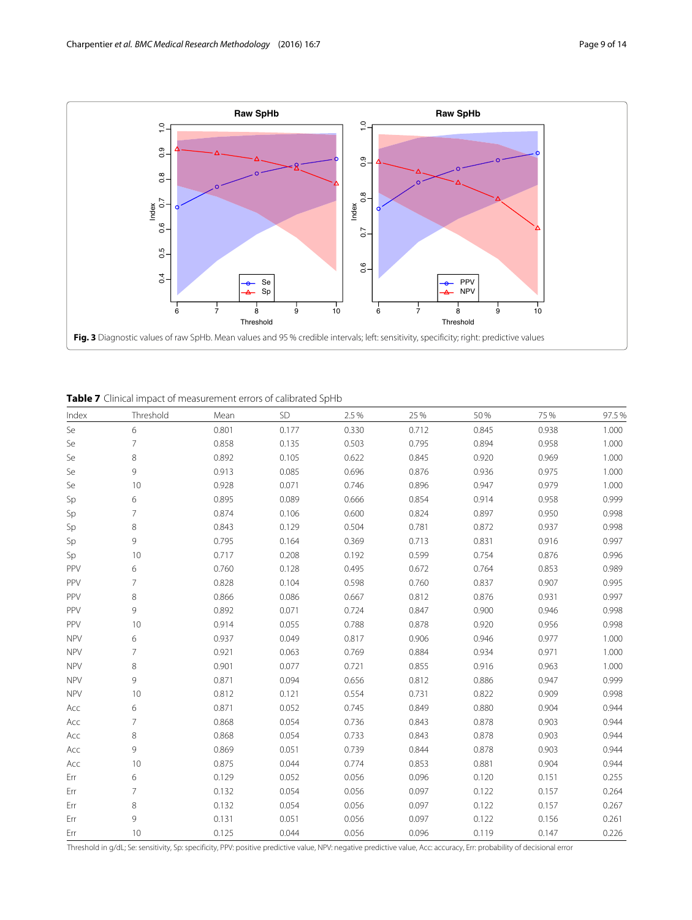Raw SpHb

Index

1.0
0.9
0.8
0.7
0.6
0.5
0.4

Se
Sp

6 7 8 9 10

Threshold

Raw SpHb

Index

1.0
0.9
0.8
0.7
0.6

PPV
NPV

6 7 8 9 10

Threshold

**Fig. 3** Diagnostic values of raw SpHb. Mean values and 95 % credible intervals; left: sensitivity, specificity; right: predictive values

**Table 7** Clinical impact of measurement errors of calibrated SpHb

| Index | Threshold | Mean | SD | 2.5 % | 25 % | 50 % | 75 % | 97.5 % |
|---|---|---|---|---|---|---|---|---|
| Se | 6 | 0.801 | 0.177 | 0.330 | 0.712 | 0.845 | 0.938 | 1.000 |
| Se | 7 | 0.858 | 0.135 | 0.503 | 0.795 | 0.894 | 0.958 | 1.000 |
| Se | 8 | 0.892 | 0.105 | 0.622 | 0.845 | 0.920 | 0.969 | 1.000 |
| Se | 9 | 0.913 | 0.085 | 0.696 | 0.876 | 0.936 | 0.975 | 1.000 |
| Se | 10 | 0.928 | 0.071 | 0.746 | 0.896 | 0.947 | 0.979 | 1.000 |
| Sp | 6 | 0.895 | 0.089 | 0.666 | 0.854 | 0.914 | 0.958 | 0.999 |
| Sp | 7 | 0.874 | 0.106 | 0.600 | 0.824 | 0.897 | 0.950 | 0.998 |
| Sp | 8 | 0.843 | 0.129 | 0.504 | 0.781 | 0.872 | 0.937 | 0.998 |
| Sp | 9 | 0.795 | 0.164 | 0.369 | 0.713 | 0.831 | 0.916 | 0.997 |
| Sp | 10 | 0.717 | 0.208 | 0.192 | 0.599 | 0.754 | 0.876 | 0.996 |
| PPV | 6 | 0.760 | 0.128 | 0.495 | 0.672 | 0.764 | 0.853 | 0.989 |
| PPV | 7 | 0.828 | 0.104 | 0.598 | 0.760 | 0.837 | 0.907 | 0.995 |
| PPV | 8 | 0.866 | 0.086 | 0.667 | 0.812 | 0.876 | 0.931 | 0.997 |
| PPV | 9 | 0.892 | 0.071 | 0.724 | 0.847 | 0.900 | 0.946 | 0.998 |
| PPV | 10 | 0.914 | 0.055 | 0.788 | 0.878 | 0.920 | 0.956 | 0.998 |
| NPV | 6 | 0.937 | 0.049 | 0.817 | 0.906 | 0.946 | 0.977 | 1.000 |
| NPV | 7 | 0.921 | 0.063 | 0.769 | 0.884 | 0.934 | 0.971 | 1.000 |
| NPV | 8 | 0.901 | 0.077 | 0.721 | 0.855 | 0.916 | 0.963 | 1.000 |
| NPV | 9 | 0.871 | 0.094 | 0.656 | 0.812 | 0.886 | 0.947 | 0.999 |
| NPV | 10 | 0.812 | 0.121 | 0.554 | 0.731 | 0.822 | 0.909 | 0.998 |
| Acc | 6 | 0.871 | 0.052 | 0.745 | 0.849 | 0.880 | 0.904 | 0.944 |
| Acc | 7 | 0.868 | 0.054 | 0.736 | 0.843 | 0.878 | 0.903 | 0.944 |
| Acc | 8 | 0.868 | 0.054 | 0.733 | 0.843 | 0.878 | 0.903 | 0.944 |
| Acc | 9 | 0.869 | 0.051 | 0.739 | 0.844 | 0.878 | 0.903 | 0.944 |
| Acc | 10 | 0.875 | 0.044 | 0.774 | 0.853 | 0.881 | 0.904 | 0.944 |
| Err | 6 | 0.129 | 0.052 | 0.056 | 0.096 | 0.120 | 0.151 | 0.255 |
| Err | 7 | 0.132 | 0.054 | 0.056 | 0.097 | 0.122 | 0.157 | 0.264 |
| Err | 8 | 0.132 | 0.054 | 0.056 | 0.097 | 0.122 | 0.157 | 0.267 |
| Err | 9 | 0.131 | 0.051 | 0.056 | 0.097 | 0.122 | 0.156 | 0.261 |
| Err | 10 | 0.125 | 0.044 | 0.056 | 0.096 | 0.119 | 0.147 | 0.226 |

Threshold in g/dL; Se: sensitivity, Sp: specificity, PPV: positive predictive value, NPV: negative predictive value, Acc: accuracy, Err: probability of decisional error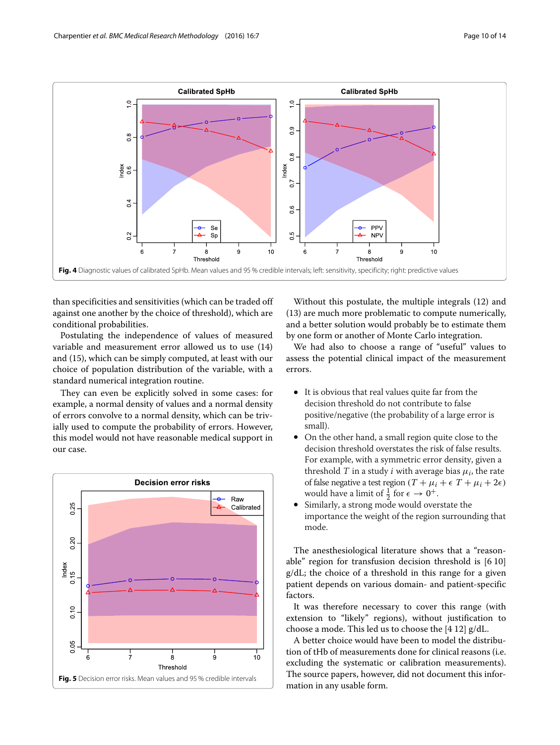Calibrated SpHb

Index

1.0
0.8
0.6
0.4
0.2

6 7 8 9 10

Threshold

Se
Sp

Calibrated SpHb

Index

1.0
0.9
0.8
0.7
0.6
0.5

6 7 8 9 10

Threshold

PPV
NPV

**Fig. 4** Diagnostic values of calibrated SpHb. Mean values and 95 % credible intervals; left: sensitivity, specificity; right: predictive values

than specificities and sensitivities (which can be traded off against one another by the choice of threshold), which are conditional probabilities.

Postulating the independence of values of measured variable and measurement error allowed us to use (14) and (15), which can be simply computed, at least with our choice of population distribution of the variable, with a standard numerical integration routine.

They can even be explicitly solved in some cases: for example, a normal density of values and a normal density of errors convolve to a normal density, which can be trivially used to compute the probability of errors. However, this model would not have reasonable medical support in our case.

Decision error risks

Index

0.25
0.20
0.15
0.10
0.05

6 7 8 9 10

Threshold

Raw
Calibrated

**Fig. 5** Decision error risks. Mean values and 95 % credible intervals

Without this postulate, the multiple integrals (12) and (13) are much more problematic to compute numerically, and a better solution would probably be to estimate them by one form or another of Monte Carlo integration.

We had also to choose a range of "useful" values to assess the potential clinical impact of the measurement errors.

- It is obvious that real values quite far from the decision threshold do not contribute to false positive/negative (the probability of a large error is small).
- On the other hand, a small region quite close to the decision threshold overstates the risk of false results. For example, with a symmetric error density, given a threshold $T$ in a study $i$ with average bias $\mu_i$, the rate of false negative a test region $(T + \mu_i + \epsilon \ T + \mu_i + 2\epsilon)$ would have a limit of $\frac{1}{2}$ for $\epsilon \to 0^+$.
- Similarly, a strong mode would overstate the importance the weight of the region surrounding that mode.

The anesthesiological literature shows that a "reasonable" region for transfusion decision threshold is [6 10] g/dL; the choice of a threshold in this range for a given patient depends on various domain- and patient-specific factors.

It was therefore necessary to cover this range (with extension to "likely" regions), without justification to choose a mode. This led us to choose the [4 12] g/dL.

A better choice would have been to model the distribution of tHb of measurements done for clinical reasons (i.e. excluding the systematic or calibration measurements). The source papers, however, did not document this information in any usable form.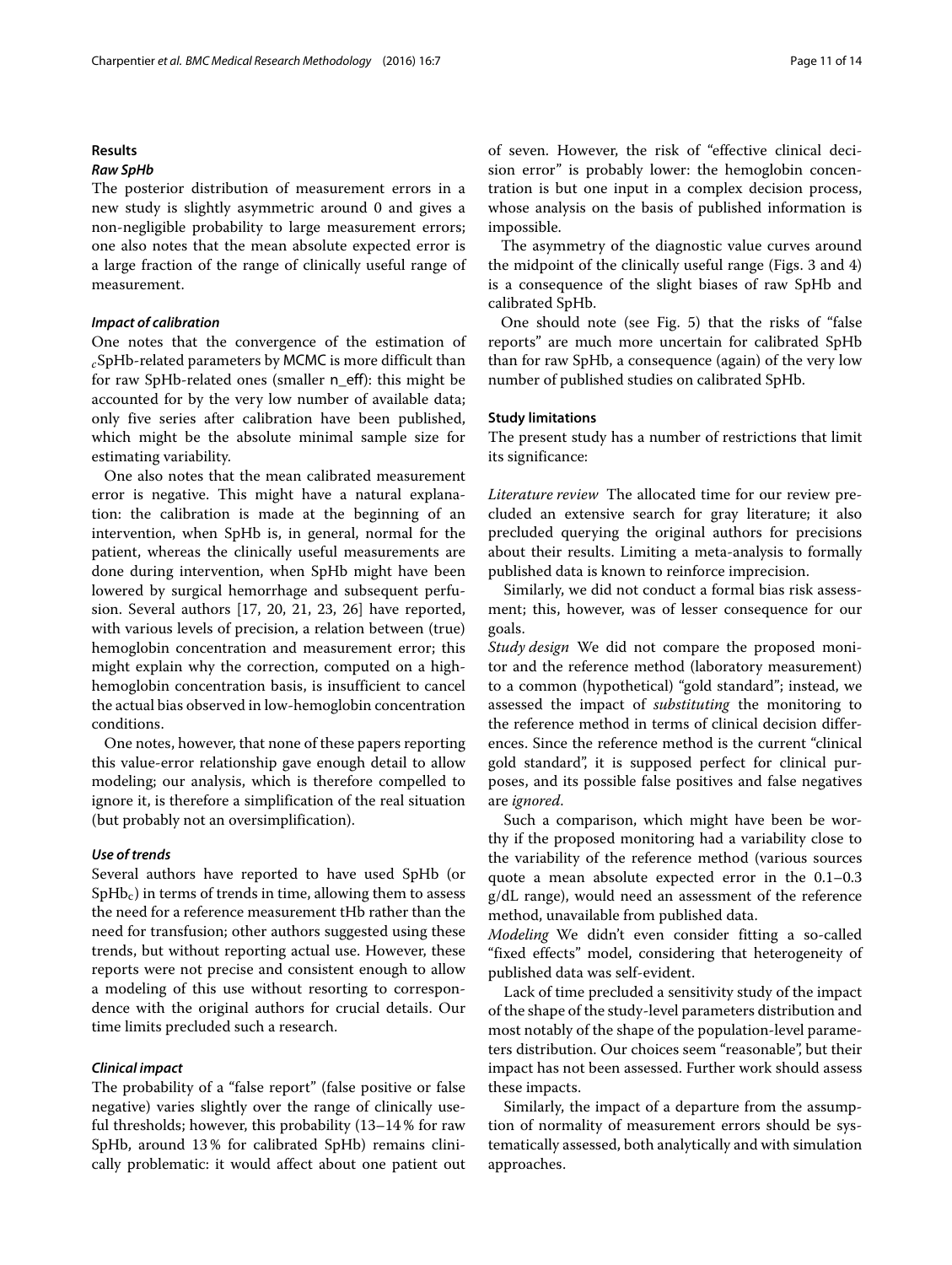## Results

### *Raw SpHb*

The posterior distribution of measurement errors in a new study is slightly asymmetric around 0 and gives a non-negligible probability to large measurement errors; one also notes that the mean absolute expected error is a large fraction of the range of clinically useful range of measurement.

### *Impact of calibration*

One notes that the convergence of the estimation of ${}_c$SpHb-related parameters by MCMC is more difficult than for raw SpHb-related ones (smaller n_eff): this might be accounted for by the very low number of available data; only five series after calibration have been published, which might be the absolute minimal sample size for estimating variability.

One also notes that the mean calibrated measurement error is negative. This might have a natural explanation: the calibration is made at the beginning of an intervention, when SpHb is, in general, normal for the patient, whereas the clinically useful measurements are done during intervention, when SpHb might have been lowered by surgical hemorrhage and subsequent perfusion. Several authors [17, 20, 21, 23, 26] have reported, with various levels of precision, a relation between (true) hemoglobin concentration and measurement error; this might explain why the correction, computed on a high-hemoglobin concentration basis, is insufficient to cancel the actual bias observed in low-hemoglobin concentration conditions.

One notes, however, that none of these papers reporting this value-error relationship gave enough detail to allow modeling; our analysis, which is therefore compelled to ignore it, is therefore a simplification of the real situation (but probably not an oversimplification).

### *Use of trends*

Several authors have reported to have used SpHb (or $SpHb_c$) in terms of trends in time, allowing them to assess the need for a reference measurement tHb rather than the need for transfusion; other authors suggested using these trends, but without reporting actual use. However, these reports were not precise and consistent enough to allow a modeling of this use without resorting to correspondence with the original authors for crucial details. Our time limits precluded such a research.

### *Clinical impact*

The probability of a "false report" (false positive or false negative) varies slightly over the range of clinically useful thresholds; however, this probability (13–14 % for raw SpHb, around 13 % for calibrated SpHb) remains clinically problematic: it would affect about one patient out of seven. However, the risk of "effective clinical decision error" is probably lower: the hemoglobin concentration is but one input in a complex decision process, whose analysis on the basis of published information is impossible.

The asymmetry of the diagnostic value curves around the midpoint of the clinically useful range (Figs. 3 and 4) is a consequence of the slight biases of raw SpHb and calibrated SpHb.

One should note (see Fig. 5) that the risks of "false reports" are much more uncertain for calibrated SpHb than for raw SpHb, a consequence (again) of the very low number of published studies on calibrated SpHb.

## Study limitations

The present study has a number of restrictions that limit its significance:

*Literature review* The allocated time for our review precluded an extensive search for gray literature; it also precluded querying the original authors for precisions about their results. Limiting a meta-analysis to formally published data is known to reinforce imprecision.

Similarly, we did not conduct a formal bias risk assessment; this, however, was of lesser consequence for our goals.

*Study design* We did not compare the proposed monitor and the reference method (laboratory measurement) to a common (hypothetical) "gold standard"; instead, we assessed the impact of *substituting* the monitoring to the reference method in terms of clinical decision differences. Since the reference method is the current "clinical gold standard", it is supposed perfect for clinical purposes, and its possible false positives and false negatives are *ignored*.

Such a comparison, which might have been be worthy if the proposed monitoring had a variability close to the variability of the reference method (various sources quote a mean absolute expected error in the 0.1–0.3 g/dL range), would need an assessment of the reference method, unavailable from published data.

*Modeling* We didn't even consider fitting a so-called "fixed effects" model, considering that heterogeneity of published data was self-evident.

Lack of time precluded a sensitivity study of the impact of the shape of the study-level parameters distribution and most notably of the shape of the population-level parameters distribution. Our choices seem "reasonable", but their impact has not been assessed. Further work should assess these impacts.

Similarly, the impact of a departure from the assumption of normality of measurement errors should be systematically assessed, both analytically and with simulation approaches.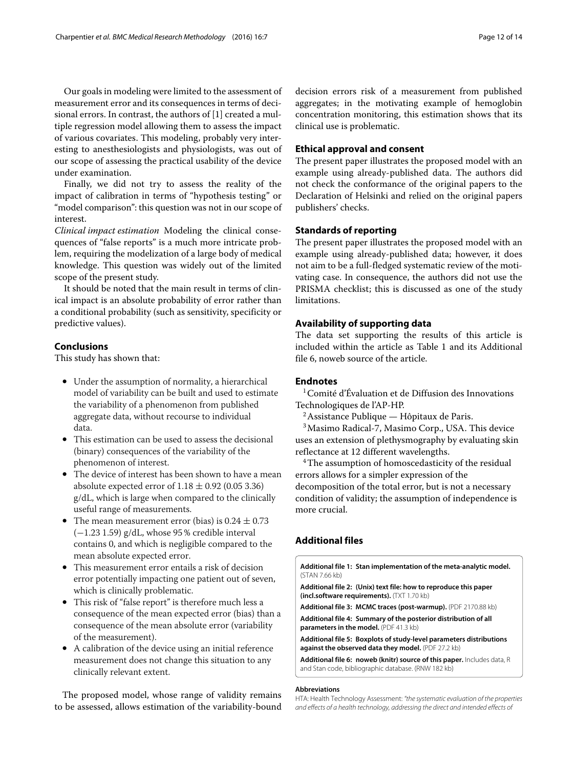Our goals in modeling were limited to the assessment of measurement error and its consequences in terms of decisional errors. In contrast, the authors of [1] created a multiple regression model allowing them to assess the impact of various covariates. This modeling, probably very interesting to anesthesiologists and physiologists, was out of our scope of assessing the practical usability of the device under examination.

Finally, we did not try to assess the reality of the impact of calibration in terms of "hypothesis testing" or "model comparison": this question was not in our scope of interest.

*Clinical impact estimation* Modeling the clinical consequences of "false reports" is a much more intricate problem, requiring the modelization of a large body of medical knowledge. This question was widely out of the limited scope of the present study.

It should be noted that the main result in terms of clinical impact is an absolute probability of error rather than a conditional probability (such as sensitivity, specificity or predictive values).

## Conclusions

This study has shown that:

- Under the assumption of normality, a hierarchical model of variability can be built and used to estimate the variability of a phenomenon from published aggregate data, without recourse to individual data.
- This estimation can be used to assess the decisional (binary) consequences of the variability of the phenomenon of interest.
- The device of interest has been shown to have a mean absolute expected error of $1.18 \pm 0.92$ (0.05 3.36) g/dL, which is large when compared to the clinically useful range of measurements.
- The mean measurement error (bias) is $0.24 \pm 0.73$ ($-1.23$ 1.59) g/dL, whose 95 % credible interval contains 0, and which is negligible compared to the mean absolute expected error.
- This measurement error entails a risk of decision error potentially impacting one patient out of seven, which is clinically problematic.
- This risk of "false report" is therefore much less a consequence of the mean expected error (bias) than a consequence of the mean absolute error (variability of the measurement).
- A calibration of the device using an initial reference measurement does not change this situation to any clinically relevant extent.

The proposed model, whose range of validity remains to be assessed, allows estimation of the variability-bound decision errors risk of a measurement from published aggregates; in the motivating example of hemoglobin concentration monitoring, this estimation shows that its clinical use is problematic.

## Ethical approval and consent

The present paper illustrates the proposed model with an example using already-published data. The authors did not check the conformance of the original papers to the Declaration of Helsinki and relied on the original papers publishers' checks.

## Standards of reporting

The present paper illustrates the proposed model with an example using already-published data; however, it does not aim to be a full-fledged systematic review of the motivating case. In consequence, the authors did not use the PRISMA checklist; this is discussed as one of the study limitations.

## Availability of supporting data

The data set supporting the results of this article is included within the article as Table 1 and its Additional file 6, noweb source of the article.

## Endnotes

[1] Comité d'Évaluation et de Diffusion des Innovations Technologiques de l'AP-HP.

[2] Assistance Publique — Hôpitaux de Paris.

[3] Masimo Radical-7, Masimo Corp., USA. This device uses an extension of plethysmography by evaluating skin reflectance at 12 different wavelengths.

[4] The assumption of homoscedasticity of the residual errors allows for a simpler expression of the decomposition of the total error, but is not a necessary condition of validity; the assumption of independence is more crucial.

## Additional files

**Additional file 1: Stan implementation of the meta-analytic model.** (STAN 7.66 kb)

**Additional file 2: (Unix) text file: how to reproduce this paper (incl.software requirements).** (TXT 1.70 kb)

**Additional file 3: MCMC traces (post-warmup).** (PDF 2170.88 kb)

**Additional file 4: Summary of the posterior distribution of all parameters in the model.** (PDF 41.3 kb)

**Additional file 5: Boxplots of study-level parameters distributions against the observed data they model.** (PDF 27.2 kb)

**Additional file 6: noweb (knitr) source of this paper.** Includes data, R and Stan code, bibliographic database. (RNW 182 kb)

### Abbreviations

HTA: Health Technology Assessment: *"the systematic evaluation of the properties and effects of a health technology, addressing the direct and intended effects of*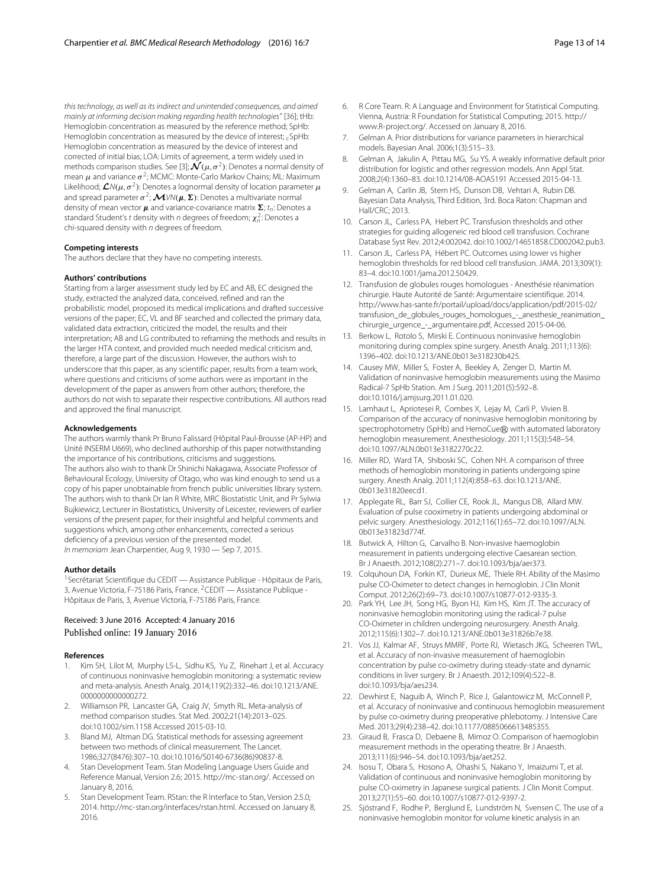*this technology, as well as its indirect and unintended consequences, and aimed mainly at informing decision making regarding health technologies"* [36]; tHb: Hemoglobin concentration as measured by the reference method; SpHb: Hemoglobin concentration as measured by the device of interest; $_c$SpHb: Hemoglobin concentration as measured by the device of interest and corrected of initial bias; LOA: Limits of agreement, a term widely used in methods comparison studies. See [3]; $\mathcal{N}(\mu, \sigma^2)$: Denotes a normal density of mean $\mu$ and variance $\sigma^2$; MCMC: Monte-Carlo Markov Chains; ML: Maximum Likelihood; $\mathcal{L}N(\mu, \sigma^2)$: Denotes a lognormal density of location parameter $\mu$ and spread parameter $\sigma^2$; $\mathcal{M}VN(\boldsymbol{\mu}, \boldsymbol{\Sigma})$: Denotes a multivariate normal density of mean vector $\boldsymbol{\mu}$ and variance-covariance matrix $\boldsymbol{\Sigma}$; $t_n$: Denotes a standard Student's $t$ density with $n$ degrees of freedom; $\chi^2_n$: Denotes a chi-squared density with $n$ degrees of freedom.

#### Competing interests

The authors declare that they have no competing interests.

#### Authors' contributions

Starting from a larger assessment study led by EC and AB, EC designed the study, extracted the analyzed data, conceived, refined and ran the probabilistic model, proposed its medical implications and drafted successive versions of the paper; EC, VL and BF searched and collected the primary data, validated data extraction, criticized the model, the results and their interpretation; AB and LG contributed to reframing the methods and results in the larger HTA context, and provided much needed medical criticism and, therefore, a large part of the discussion. However, the authors wish to underscore that this paper, as any scientific paper, results from a team work, where questions and criticisms of some authors were as important in the development of the paper as answers from other authors; therefore, the authors do not wish to separate their respective contributions. All authors read and approved the final manuscript.

#### Acknowledgements

The authors warmly thank Pr Bruno Falissard (Hôpital Paul-Brousse (AP-HP) and Unité INSERM U669), who declined authorship of this paper notwithstanding the importance of his contributions, criticisms and suggestions.
The authors also wish to thank Dr Shinichi Nakagawa, Associate Professor of Behavioural Ecology, University of Otago, who was kind enough to send us a copy of his paper unobtainable from french public universities library system. The authors wish to thank Dr Ian R White, MRC Biostatistic Unit, and Pr Sylwia Bujkiewicz, Lecturer in Biostatistics, University of Leicester, reviewers of earlier versions of the present paper, for their insightful and helpful comments and suggestions which, among other enhancements, corrected a serious deficiency of a previous version of the presented model.
*In memoriam* Jean Charpentier, Aug 9, 1930 — Sep 7, 2015.

#### Author details

[1]Secrétariat Scientifique du CEDIT — Assistance Publique - Hôpitaux de Paris, 3, Avenue Victoria, F-75186 Paris, France. [2]CEDIT — Assistance Publique - Hôpitaux de Paris, 3, Avenue Victoria, F-75186 Paris, France.

Received: 3 June 2016 Accepted: 4 January 2016
Published online: 19 January 2016

#### References

1. Kim SH, Lilot M, Murphy LS-L, Sidhu KS, Yu Z, Rinehart J, et al. Accuracy of continuous noninvasive hemoglobin monitoring: a systematic review and meta-analysis. Anesth Analg. 2014;119(2):332–46. doi:10.1213/ANE.0000000000000272.
2. Williamson PR, Lancaster GA, Craig JV, Smyth RL. Meta-analysis of method comparison studies. Stat Med. 2002;21(14):2013–025. doi:10.1002/sim.1158 Accessed 2015-03-10.
3. Bland MJ, Altman DG. Statistical methods for assessing agreement between two methods of clinical measurement. The Lancet. 1986;327(8476):307–10. doi:10.1016/S0140-6736(86)90837-8.
4. Stan Development Team. Stan Modeling Language Users Guide and Reference Manual, Version 2.6; 2015. http://mc-stan.org/. Accessed on January 8, 2016.
5. Stan Development Team. RStan: the R Interface to Stan, Version 2.5.0; 2014. http://mc-stan.org/interfaces/rstan.html. Accessed on January 8, 2016.
6. R Core Team. R: A Language and Environment for Statistical Computing. Vienna, Austria: R Foundation for Statistical Computing; 2015. http://www.R-project.org/. Accessed on January 8, 2016.
7. Gelman A. Prior distributions for variance parameters in hierarchical models. Bayesian Anal. 2006;1(3):515–33.
8. Gelman A, Jakulin A, Pittau MG, Su YS. A weakly informative default prior distribution for logistic and other regression models. Ann Appl Stat. 2008;2(4):1360–83. doi:10.1214/08-AOAS191 Accessed 2015-04-13.
9. Gelman A, Carlin JB, Stern HS, Dunson DB, Vehtari A, Rubin DB. Bayesian Data Analysis, Third Edition, 3rd. Boca Raton: Chapman and Hall/CRC; 2013.
10. Carson JL, Carless PA, Hebert PC. Transfusion thresholds and other strategies for guiding allogeneic red blood cell transfusion. Cochrane Database Syst Rev. 2012;4:002042. doi:10.1002/14651858.CD002042.pub3.
11. Carson JL, Carless PA, Hébert PC. Outcomes using lower vs higher hemoglobin thresholds for red blood cell transfusion. JAMA. 2013;309(1): 83–4. doi:10.1001/jama.2012.50429.
12. Transfusion de globules rouges homologues - Anesthésie réanimation chirurgie. Haute Autorité de Santé: Argumentaire scientifique. 2014. http://www.has-sante.fr/portail/upload/docs/application/pdf/2015-02/transfusion_de_globules_rouges_homologues_-_anesthesie_reanimation_chirurgie_urgence_-_argumentaire.pdf, Accessed 2015-04-06.
13. Berkow L, Rotolo S, Mirski E. Continuous noninvasive hemoglobin monitoring during complex spine surgery. Anesth Analg. 2011;113(6): 1396–402. doi:10.1213/ANE.0b013e318230b425.
14. Causey MW, Miller S, Foster A, Beekley A, Zenger D, Martin M. Validation of noninvasive hemoglobin measurements using the Masimo Radical-7 SpHb Station. Am J Surg. 2011;201(5):592–8. doi:10.1016/j.amjsurg.2011.01.020.
15. Lamhaut L, Apriotesei R, Combes X, Lejay M, Carli P, Vivien B. Comparison of the accuracy of noninvasive hemoglobin monitoring by spectrophotometry (SpHb) and HemoCue® with automated laboratory hemoglobin measurement. Anesthesiology. 2011;115(3):548–54. doi:10.1097/ALN.0b013e3182270c22.
16. Miller RD, Ward TA, Shiboski SC, Cohen NH. A comparison of three methods of hemoglobin monitoring in patients undergoing spine surgery. Anesth Analg. 2011;112(4):858–63. doi:10.1213/ANE.0b013e31820eecd1.
17. Applegate RL, Barr SJ, Collier CE, Rook JL, Mangus DB, Allard MW. Evaluation of pulse cooximetry in patients undergoing abdominal or pelvic surgery. Anesthesiology. 2012;116(1):65–72. doi:10.1097/ALN.0b013e31823d774f.
18. Butwick A, Hilton G, Carvalho B. Non-invasive haemoglobin measurement in patients undergoing elective Caesarean section. Br J Anaesth. 2012;108(2):271–7. doi:10.1093/bja/aer373.
19. Colquhoun DA, Forkin KT, Durieux ME, Thiele RH. Ability of the Masimo pulse CO-Oximeter to detect changes in hemoglobin. J Clin Monit Comput. 2012;26(2):69–73. doi:10.1007/s10877-012-9335-3.
20. Park YH, Lee JH, Song HG, Byon HJ, Kim HS, Kim JT. The accuracy of noninvasive hemoglobin monitoring using the radical-7 pulse CO-Oximeter in children undergoing neurosurgery. Anesth Analg. 2012;115(6):1302–7. doi:10.1213/ANE.0b013e31826b7e38.
21. Vos JJ, Kalmar AF, Struys MMRF, Porte RJ, Wietasch JKG, Scheeren TWL, et al. Accuracy of non-invasive measurement of haemoglobin concentration by pulse co-oximetry during steady-state and dynamic conditions in liver surgery. Br J Anaesth. 2012;109(4):522–8. doi:10.1093/bja/aes234.
22. Dewhirst E, Naguib A, Winch P, Rice J, Galantowicz M, McConnell P, et al. Accuracy of noninvasive and continuous hemoglobin measurement by pulse co-oximetry during preoperative phlebotomy. J Intensive Care Med. 2013;29(4):238–42. doi:10.1177/0885066613485355.
23. Giraud B, Frasca D, Debaene B, Mimoz O. Comparison of haemoglobin measurement methods in the operating theatre. Br J Anaesth. 2013;111(6):946–54. doi:10.1093/bja/aet252.
24. Isosu T, Obara S, Hosono A, Ohashi S, Nakano Y, Imaizumi T, et al. Validation of continuous and noninvasive hemoglobin monitoring by pulse CO-oximetry in Japanese surgical patients. J Clin Monit Comput. 2013;27(1):55–60. doi:10.1007/s10877-012-9397-2.
25. Sjöstrand F, Rodhe P, Berglund E, Lundström N, Svensen C. The use of a noninvasive hemoglobin monitor for volume kinetic analysis in an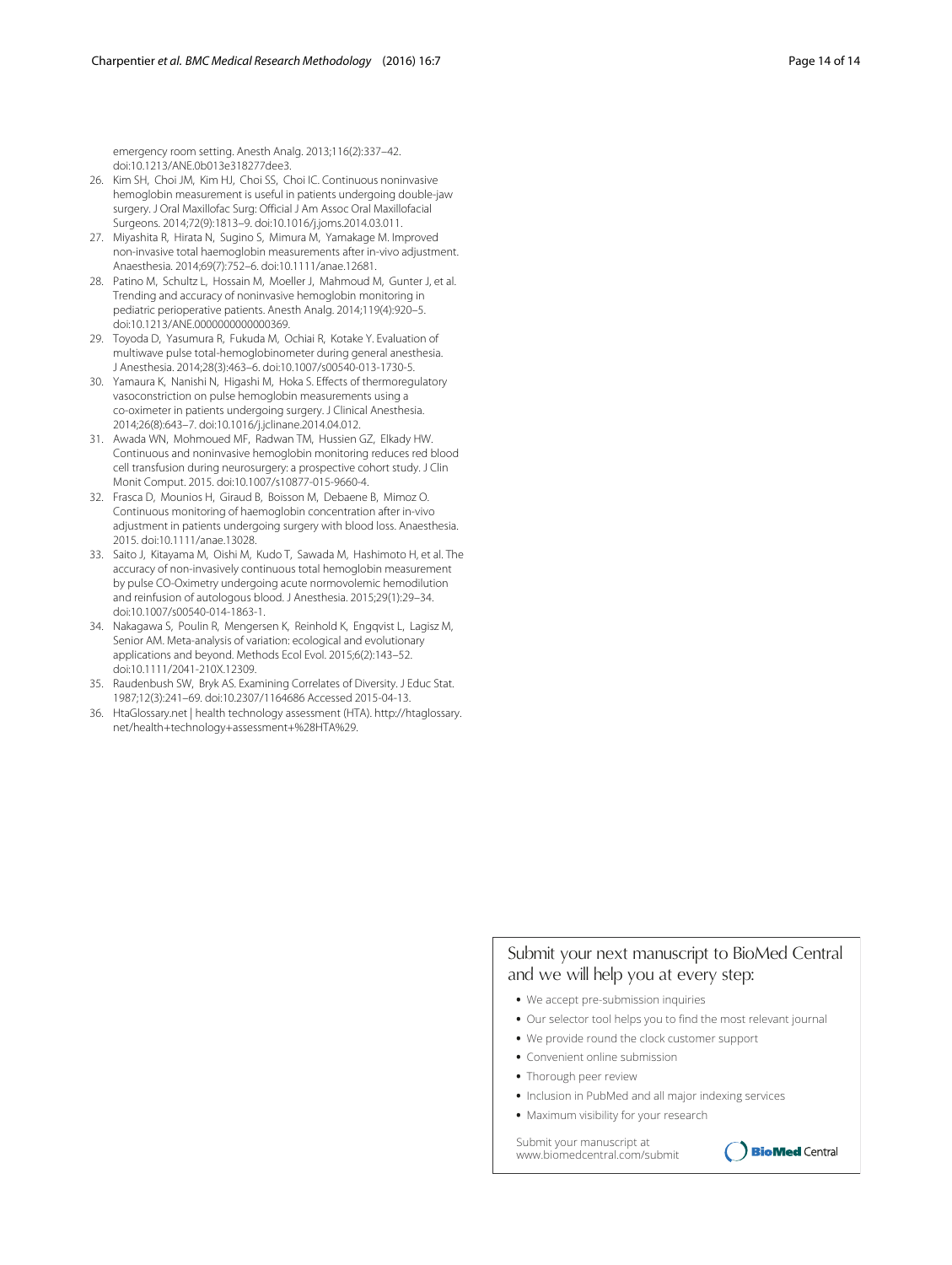emergency room setting. Anesth Analg. 2013;116(2):337–42. doi:10.1213/ANE.0b013e318277dee3.

26. Kim SH, Choi JM, Kim HJ, Choi SS, Choi IC. Continuous noninvasive hemoglobin measurement is useful in patients undergoing double-jaw surgery. J Oral Maxillofac Surg: Official J Am Assoc Oral Maxillofacial Surgeons. 2014;72(9):1813–9. doi:10.1016/j.joms.2014.03.011.
27. Miyashita R, Hirata N, Sugino S, Mimura M, Yamakage M. Improved non-invasive total haemoglobin measurements after in-vivo adjustment. Anaesthesia. 2014;69(7):752–6. doi:10.1111/anae.12681.
28. Patino M, Schultz L, Hossain M, Moeller J, Mahmoud M, Gunter J, et al. Trending and accuracy of noninvasive hemoglobin monitoring in pediatric perioperative patients. Anesth Analg. 2014;119(4):920–5. doi:10.1213/ANE.0000000000000369.
29. Toyoda D, Yasumura R, Fukuda M, Ochiai R, Kotake Y. Evaluation of multiwave pulse total-hemoglobinometer during general anesthesia. J Anesthesia. 2014;28(3):463–6. doi:10.1007/s00540-013-1730-5.
30. Yamaura K, Nanishi N, Higashi M, Hoka S. Effects of thermoregulatory vasoconstriction on pulse hemoglobin measurements using a co-oximeter in patients undergoing surgery. J Clinical Anesthesia. 2014;26(8):643–7. doi:10.1016/j.jclinane.2014.04.012.
31. Awada WN, Mohmoued MF, Radwan TM, Hussien GZ, Elkady HW. Continuous and noninvasive hemoglobin monitoring reduces red blood cell transfusion during neurosurgery: a prospective cohort study. J Clin Monit Comput. 2015. doi:10.1007/s10877-015-9660-4.
32. Frasca D, Mounios H, Giraud B, Boisson M, Debaene B, Mimoz O. Continuous monitoring of haemoglobin concentration after in-vivo adjustment in patients undergoing surgery with blood loss. Anaesthesia. 2015. doi:10.1111/anae.13028.
33. Saito J, Kitayama M, Oishi M, Kudo T, Sawada M, Hashimoto H, et al. The accuracy of non-invasively continuous total hemoglobin measurement by pulse CO-Oximetry undergoing acute normovolemic hemodilution and reinfusion of autologous blood. J Anesthesia. 2015;29(1):29–34. doi:10.1007/s00540-014-1863-1.
34. Nakagawa S, Poulin R, Mengersen K, Reinhold K, Engqvist L, Lagisz M, Senior AM. Meta-analysis of variation: ecological and evolutionary applications and beyond. Methods Ecol Evol. 2015;6(2):143–52. doi:10.1111/2041-210X.12309.
35. Raudenbush SW, Bryk AS. Examining Correlates of Diversity. J Educ Stat. 1987;12(3):241–69. doi:10.2307/1164686 Accessed 2015-04-13.
36. HtaGlossary.net | health technology assessment (HTA). http://htaglossary.net/health+technology+assessment+%28HTA%29.

Submit your next manuscript to BioMed Central and we will help you at every step:

- We accept pre-submission inquiries
- Our selector tool helps you to find the most relevant journal
- We provide round the clock customer support
- Convenient online submission
- Thorough peer review
- Inclusion in PubMed and all major indexing services
- Maximum visibility for your research

Submit your manuscript at www.biomedcentral.com/submit

BioMed Central